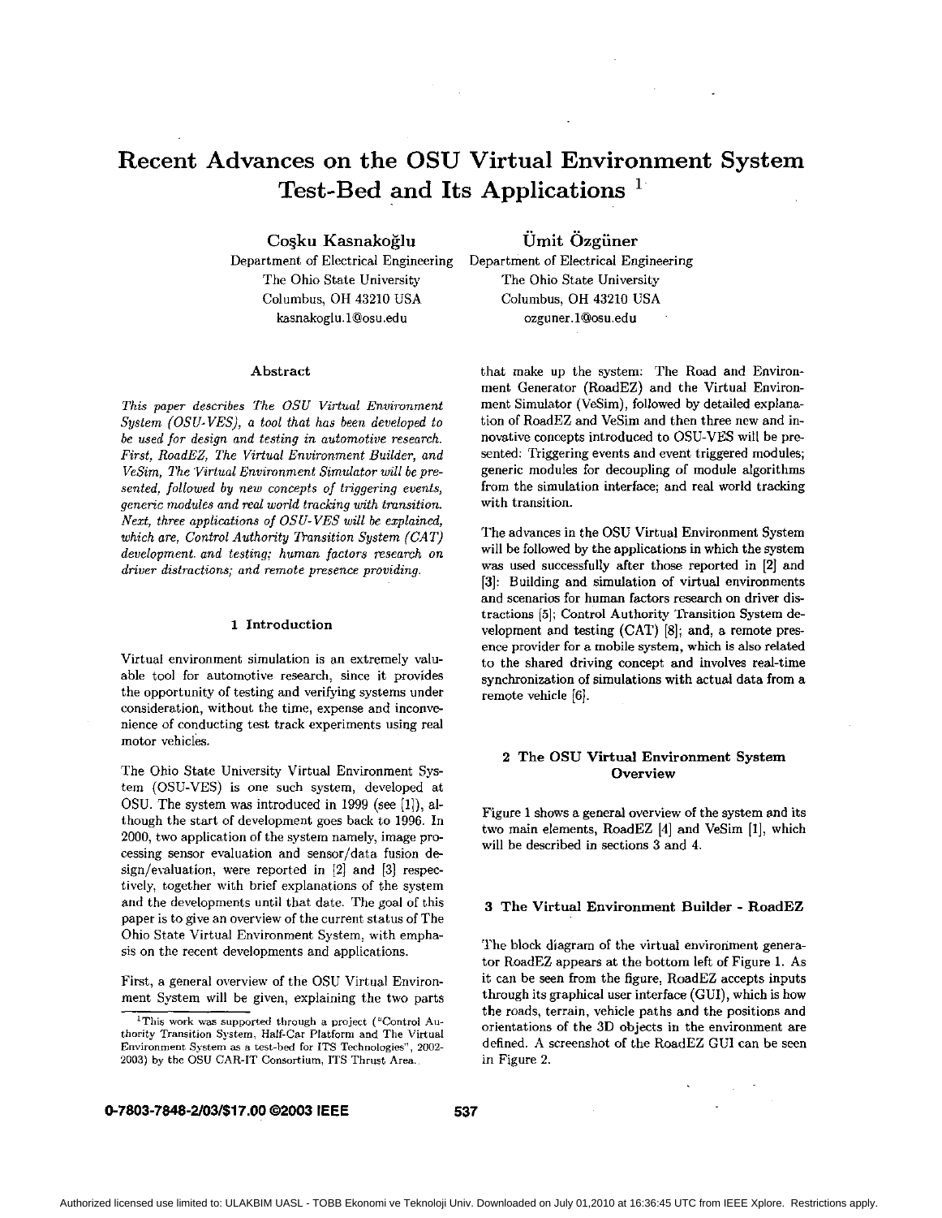# Recent Advances on the OSU Virtual Environment System Test-Bed and Its Applications [1]

**Coşku Kasnakoğlu**
Department of Electrical Engineering
The Ohio State University
Columbus, OH 43210 USA
kasnakoglu.1@osu.edu

**Ümit Özgüner**
Department of Electrical Engineering
The Ohio State University
Columbus, OH 43210 USA
ozguner.1@osu.edu

## Abstract

*This paper describes The OSU Virtual Environment System (OSU-VES), a tool that has been developed to be used for design and testing in automotive research. First, RoadEZ, The Virtual Environment Builder, and VeSim, The Virtual Environment Simulator will be presented, followed by new concepts of triggering events, generic modules and real world tracking with transition. Next, three applications of OSU-VES will be explained, which are, Control Authority Transition System (CAT) development and testing; human factors research on driver distractions; and remote presence providing.*

## 1 Introduction

Virtual environment simulation is an extremely valuable tool for automotive research, since it provides the opportunity of testing and verifying systems under consideration, without the time, expense and inconvenience of conducting test track experiments using real motor vehicles.

The Ohio State University Virtual Environment System (OSU-VES) is one such system, developed at OSU. The system was introduced in 1999 (see [1]), although the start of development goes back to 1996. In 2000, two application of the system namely, image processing sensor evaluation and sensor/data fusion design/evaluation, were reported in [2] and [3] respectively, together with brief explanations of the system and the developments until that date. The goal of this paper is to give an overview of the current status of The Ohio State Virtual Environment System, with emphasis on the recent developments and applications.

First, a general overview of the OSU Virtual Environment System will be given, explaining the two parts that make up the system: The Road and Environment Generator (RoadEZ) and the Virtual Environment Simulator (VeSim), followed by detailed explanation of RoadEZ and VeSim and then three new and innovative concepts introduced to OSU-VES will be presented: Triggering events and event triggered modules; generic modules for decoupling of module algorithms from the simulation interface; and real world tracking with transition.

The advances in the OSU Virtual Environment System will be followed by the applications in which the system was used successfully after those reported in [2] and [3]: Building and simulation of virtual environments and scenarios for human factors research on driver distractions [5]; Control Authority Transition System development and testing (CAT) [8]; and, a remote presence provider for a mobile system, which is also related to the shared driving concept and involves real-time synchronization of simulations with actual data from a remote vehicle [6].

## 2 The OSU Virtual Environment System Overview

Figure 1 shows a general overview of the system and its two main elements, RoadEZ [4] and VeSim [1], which will be described in sections 3 and 4.

## 3 The Virtual Environment Builder - RoadEZ

The block diagram of the virtual environment generator RoadEZ appears at the bottom left of Figure 1. As it can be seen from the figure, RoadEZ accepts inputs through its graphical user interface (GUI), which is how the roads, terrain, vehicle paths and the positions and orientations of the 3D objects in the environment are defined. A screenshot of the RoadEZ GUI can be seen in Figure 2.

---

[1] This work was supported through a project ("Control Authority Transition System, Half-Car Platform and The Virtual Environment System as a test-bed for ITS Technologies", 2002-2003) by the OSU CAR-IT Consortium, ITS Thrust Area.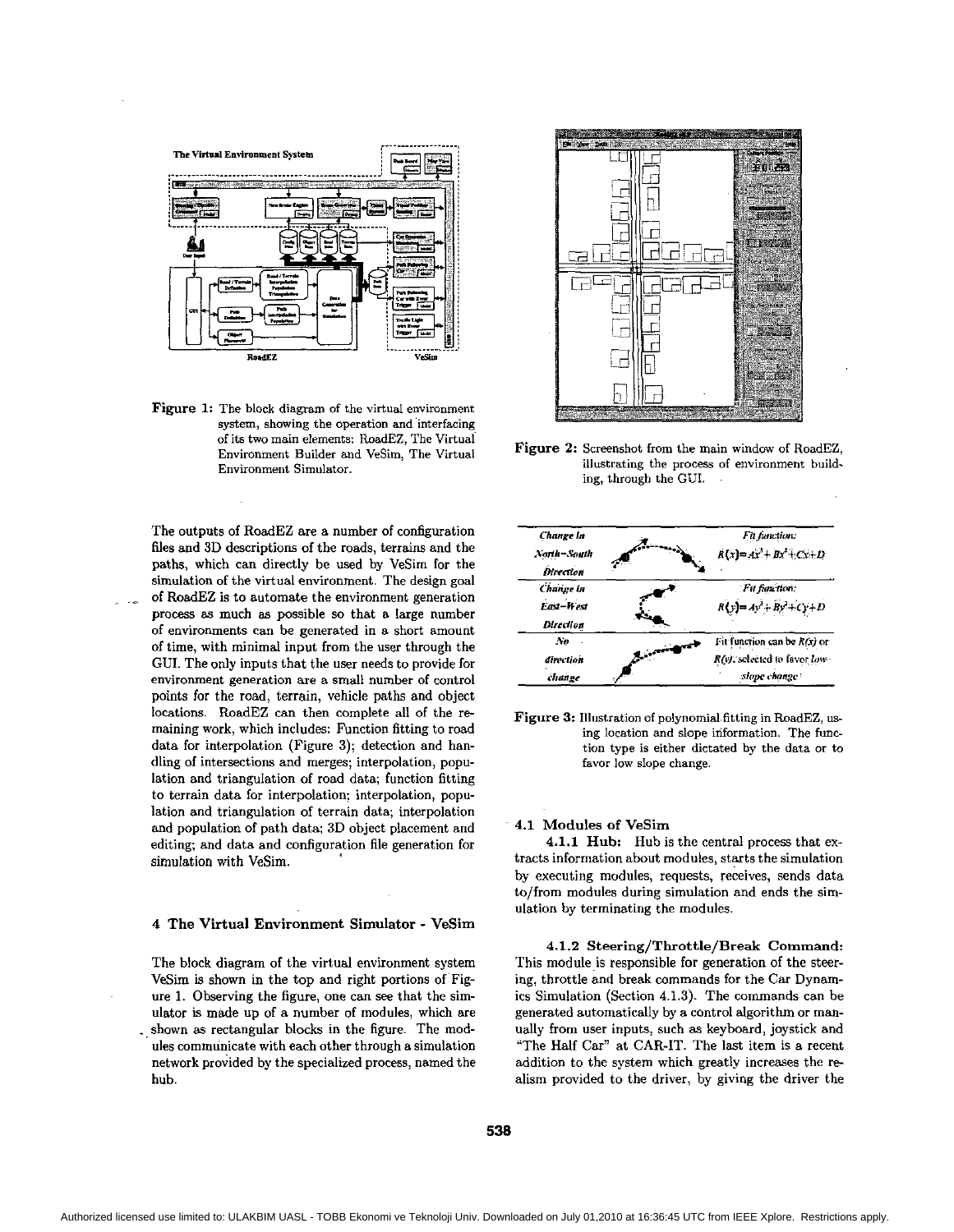Figure 1: The block diagram of the virtual environment system, showing the operation and interfacing of its two main elements: RoadEZ, The Virtual Environment Builder and VeSim, The Virtual Environment Simulator.

Figure 2: Screenshot from the main window of RoadEZ, illustrating the process of environment building, through the GUI.

| *Change in North–South Direction* | | *Fit function:* $R(x) = Ax^3 + Bx^2 + Cx + D$ |
|---|---|---|
| *Change in East–West Direction* | | *Fit function:* $R(y) = Ay^3 + By^2 + Cy + D$ |
| *No direction change* | | Fit function can be $R(x)$ or $R(y)$, selected to favor *low slope change* |

Figure 3: Illustration of polynomial fitting in RoadEZ, using location and slope information. The function type is either dictated by the data or to favor low slope change.

The outputs of RoadEZ are a number of configuration files and 3D descriptions of the roads, terrains and the paths, which can directly be used by VeSim for the simulation of the virtual environment. The design goal of RoadEZ is to automate the environment generation process as much as possible so that a large number of environments can be generated in a short amount of time, with minimal input from the user through the GUI. The only inputs that the user needs to provide for environment generation are a small number of control points for the road, terrain, vehicle paths and object locations. RoadEZ can then complete all of the remaining work, which includes: Function fitting to road data for interpolation (Figure 3); detection and handling of intersections and merges; interpolation, population and triangulation of road data; function fitting to terrain data for interpolation; interpolation, population and triangulation of terrain data; interpolation and population of path data; 3D object placement and editing; and data and configuration file generation for simulation with VeSim.

## 4 The Virtual Environment Simulator - VeSim

The block diagram of the virtual environment system VeSim is shown in the top and right portions of Figure 1. Observing the figure, one can see that the simulator is made up of a number of modules, which are shown as rectangular blocks in the figure. The modules communicate with each other through a simulation network provided by the specialized process, named the hub.

### 4.1 Modules of VeSim

**4.1.1 Hub:** Hub is the central process that extracts information about modules, starts the simulation by executing modules, requests, receives, sends data to/from modules during simulation and ends the simulation by terminating the modules.

**4.1.2 Steering/Throttle/Break Command:** This module is responsible for generation of the steering, throttle and break commands for the Car Dynamics Simulation (Section 4.1.3). The commands can be generated automatically by a control algorithm or manually from user inputs, such as keyboard, joystick and "The Half Car" at CAR-IT. The last item is a recent addition to the system which greatly increases the realism provided to the driver, by giving the driver the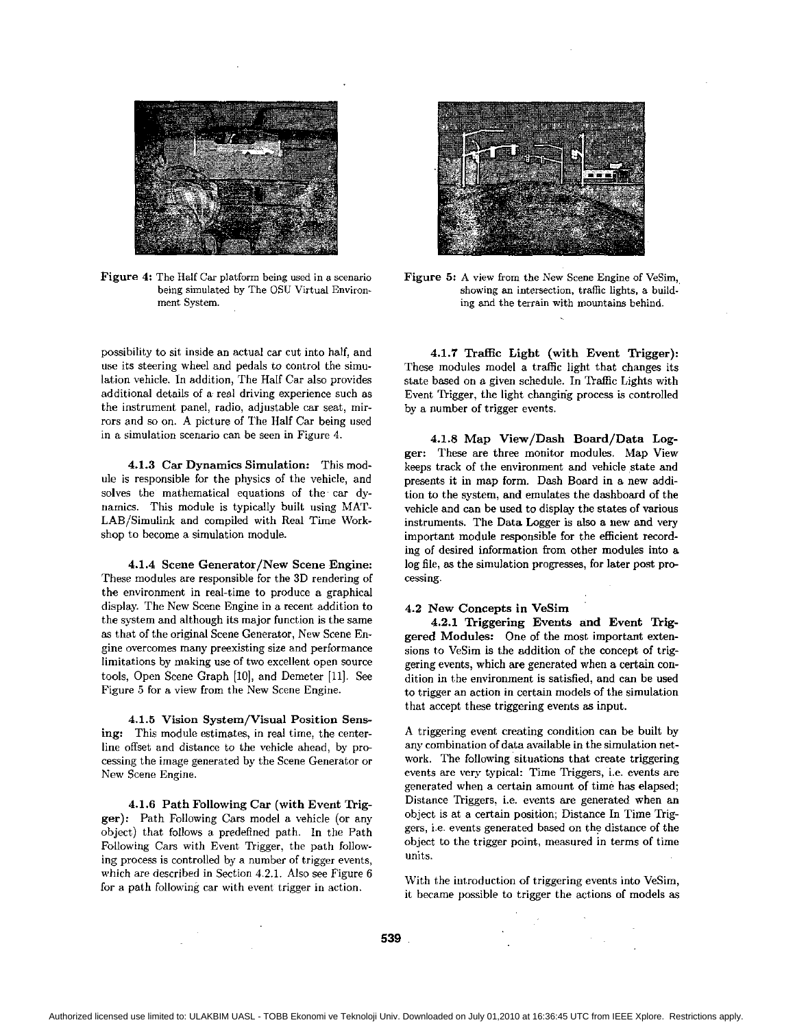Figure 4: The Half Car platform being used in a scenario being simulated by The OSU Virtual Environment System.

Figure 5: A view from the New Scene Engine of VeSim, showing an intersection, traffic lights, a building and the terrain with mountains behind.

possibility to sit inside an actual car cut into half, and use its steering wheel and pedals to control the simulation vehicle. In addition, The Half Car also provides additional details of a real driving experience such as the instrument panel, radio, adjustable car seat, mirrors and so on. A picture of The Half Car being used in a simulation scenario can be seen in Figure 4.

**4.1.3 Car Dynamics Simulation:** This module is responsible for the physics of the vehicle, and solves the mathematical equations of the car dynamics. This module is typically built using MATLAB/Simulink and compiled with Real Time Workshop to become a simulation module.

**4.1.4 Scene Generator/New Scene Engine:** These modules are responsible for the 3D rendering of the environment in real-time to produce a graphical display. The New Scene Engine in a recent addition to the system and although its major function is the same as that of the original Scene Generator, New Scene Engine overcomes many preexisting size and performance limitations by making use of two excellent open source tools, Open Scene Graph [10], and Demeter [11]. See Figure 5 for a view from the New Scene Engine.

**4.1.5 Vision System/Visual Position Sensing:** This module estimates, in real time, the centerline offset and distance to the vehicle ahead, by processing the image generated by the Scene Generator or New Scene Engine.

**4.1.6 Path Following Car (with Event Trigger):** Path Following Cars model a vehicle (or any object) that follows a predefined path. In the Path Following Cars with Event Trigger, the path following process is controlled by a number of trigger events, which are described in Section 4.2.1. Also see Figure 6 for a path following car with event trigger in action.

**4.1.7 Traffic Light (with Event Trigger):** These modules model a traffic light that changes its state based on a given schedule. In Traffic Lights with Event Trigger, the light changing process is controlled by a number of trigger events.

**4.1.8 Map View/Dash Board/Data Logger:** These are three monitor modules. Map View keeps track of the environment and vehicle state and presents it in map form. Dash Board in a new addition to the system, and emulates the dashboard of the vehicle and can be used to display the states of various instruments. The Data Logger is also a new and very important module responsible for the efficient recording of desired information from other modules into a log file, as the simulation progresses, for later post processing.

### 4.2 New Concepts in VeSim

**4.2.1 Triggering Events and Event Triggered Modules:** One of the most important extensions to VeSim is the addition of the concept of triggering events, which are generated when a certain condition in the environment is satisfied, and can be used to trigger an action in certain models of the simulation that accept these triggering events as input.

A triggering event creating condition can be built by any combination of data available in the simulation network. The following situations that create triggering events are very typical: Time Triggers, i.e. events are generated when a certain amount of time has elapsed; Distance Triggers, i.e. events are generated when an object is at a certain position; Distance In Time Triggers, i.e. events generated based on the distance of the object to the trigger point, measured in terms of time units.

With the introduction of triggering events into VeSim, it became possible to trigger the actions of models as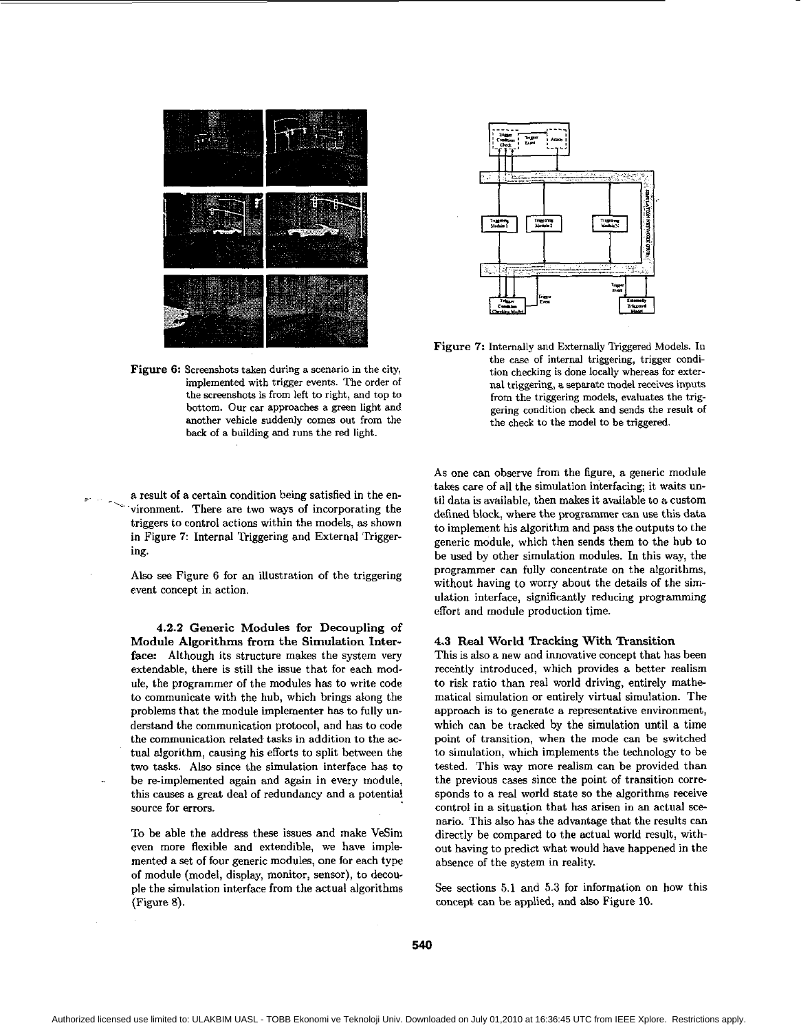Figure 6: Screenshots taken during a scenario in the city, implemented with trigger events. The order of the screenshots is from left to right, and top to bottom. Our car approaches a green light and another vehicle suddenly comes out from the back of a building and runs the red light.

Figure 7: Internally and Externally Triggered Models. In the case of internal triggering, trigger condition checking is done locally whereas for external triggering, a separate model receives inputs from the triggering models, evaluates the triggering condition check and sends the result of the check to the model to be triggered.

a result of a certain condition being satisfied in the environment. There are two ways of incorporating the triggers to control actions within the models, as shown in Figure 7: Internal Triggering and External Triggering.

Also see Figure 6 for an illustration of the triggering event concept in action.

#### 4.2.2 Generic Modules for Decoupling of Module Algorithms from the Simulation Interface:

Although its structure makes the system very extendable, there is still the issue that for each module, the programmer of the modules has to write code to communicate with the hub, which brings along the problems that the module implementer has to fully understand the communication protocol, and has to code the communication related tasks in addition to the actual algorithm, causing his efforts to split between the two tasks. Also since the simulation interface has to be re-implemented again and again in every module, this causes a great deal of redundancy and a potential source for errors.

To be able the address these issues and make VeSim even more flexible and extendible, we have implemented a set of four generic modules, one for each type of module (model, display, monitor, sensor), to decouple the simulation interface from the actual algorithms (Figure 8).

As one can observe from the figure, a generic module takes care of all the simulation interfacing; it waits until data is available, then makes it available to a custom defined block, where the programmer can use this data to implement his algorithm and pass the outputs to the generic module, which then sends them to the hub to be used by other simulation modules. In this way, the programmer can fully concentrate on the algorithms, without having to worry about the details of the simulation interface, significantly reducing programming effort and module production time.

### 4.3 Real World Tracking With Transition

This is also a new and innovative concept that has been recently introduced, which provides a better realism to risk ratio than real world driving, entirely mathematical simulation or entirely virtual simulation. The approach is to generate a representative environment, which can be tracked by the simulation until a time point of transition, when the mode can be switched to simulation, which implements the technology to be tested. This way more realism can be provided than the previous cases since the point of transition corresponds to a real world state so the algorithms receive control in a situation that has arisen in an actual scenario. This also has the advantage that the results can directly be compared to the actual world result, without having to predict what would have happened in the absence of the system in reality.

See sections 5.1 and 5.3 for information on how this concept can be applied, and also Figure 10.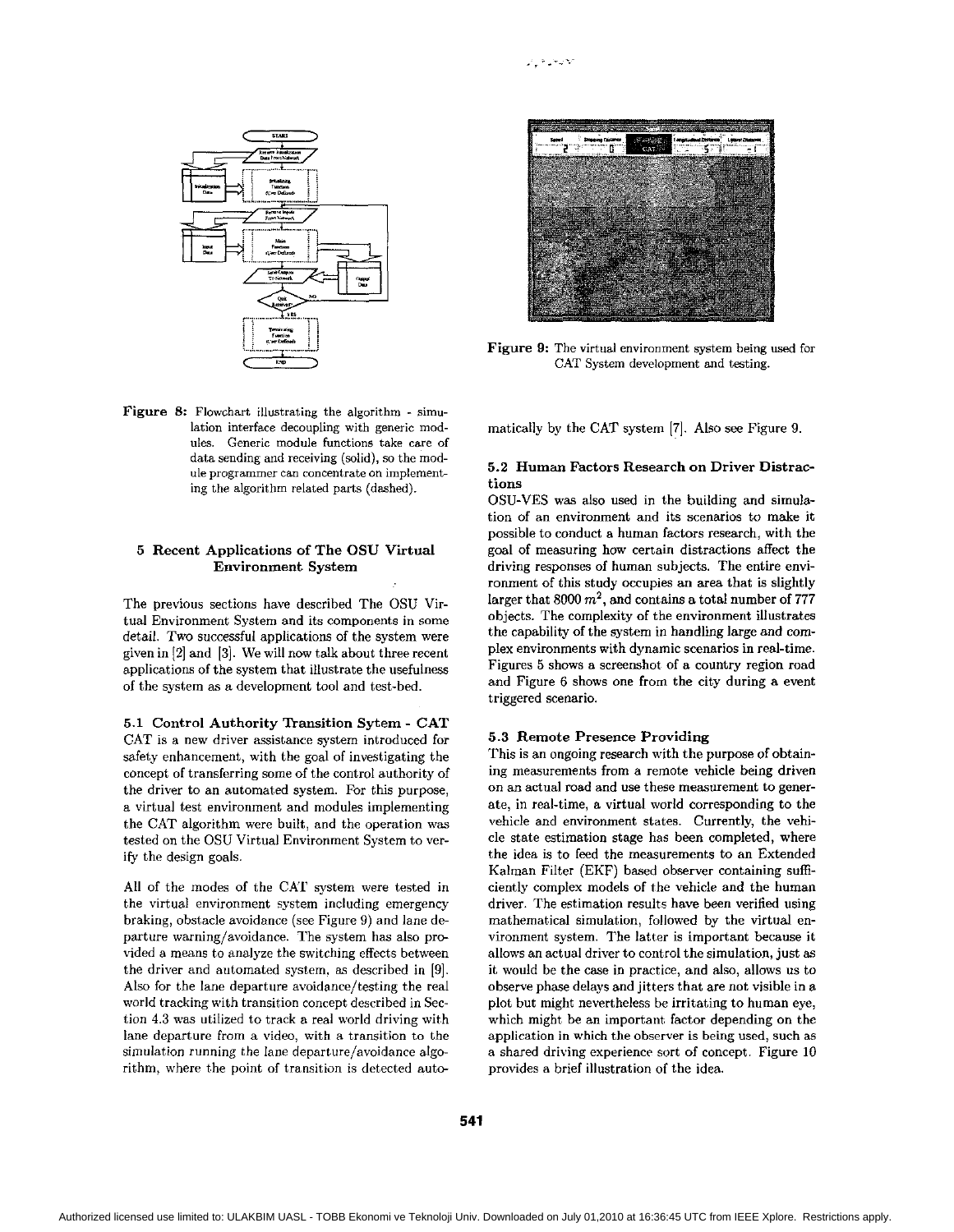Figure 8: Flowchart illustrating the algorithm - simulation interface decoupling with generic modules. Generic module functions take care of data sending and receiving (solid), so the module programmer can concentrate on implementing the algorithm related parts (dashed).

Figure 9: The virtual environment system being used for CAT System development and testing.

## 5 Recent Applications of The OSU Virtual Environment System

The previous sections have described The OSU Virtual Environment System and its components in some detail. Two successful applications of the system were given in [2] and [3]. We will now talk about three recent applications of the system that illustrate the usefulness of the system as a development tool and test-bed.

### 5.1 Control Authority Transition Sytem - CAT

CAT is a new driver assistance system introduced for safety enhancement, with the goal of investigating the concept of transferring some of the control authority of the driver to an automated system. For this purpose, a virtual test environment and modules implementing the CAT algorithm were built, and the operation was tested on the OSU Virtual Environment System to verify the design goals.

All of the modes of the CAT system were tested in the virtual environment system including emergency braking, obstacle avoidance (see Figure 9) and lane departure warning/avoidance. The system has also provided a means to analyze the switching effects between the driver and automated system, as described in [9]. Also for the lane departure avoidance/testing the real world tracking with transition concept described in Section 4.3 was utilized to track a real world driving with lane departure from a video, with a transition to the simulation running the lane departure/avoidance algorithm, where the point of transition is detected automatically by the CAT system [7]. Also see Figure 9.

### 5.2 Human Factors Research on Driver Distractions

OSU-VES was also used in the building and simulation of an environment and its scenarios to make it possible to conduct a human factors research, with the goal of measuring how certain distractions affect the driving responses of human subjects. The entire environment of this study occupies an area that is slightly larger that 8000 $m^2$, and contains a total number of 777 objects. The complexity of the environment illustrates the capability of the system in handling large and complex environments with dynamic scenarios in real-time. Figures 5 shows a screenshot of a country region road and Figure 6 shows one from the city during a event triggered scenario.

### 5.3 Remote Presence Providing

This is an ongoing research with the purpose of obtaining measurements from a remote vehicle being driven on an actual road and use these measurement to generate, in real-time, a virtual world corresponding to the vehicle and environment states. Currently, the vehicle state estimation stage has been completed, where the idea is to feed the measurements to an Extended Kalman Filter (EKF) based observer containing sufficiently complex models of the vehicle and the human driver. The estimation results have been verified using mathematical simulation, followed by the virtual environment system. The latter is important because it allows an actual driver to control the simulation, just as it would be the case in practice, and also, allows us to observe phase delays and jitters that are not visible in a plot but might nevertheless be irritating to human eye, which might be an important factor depending on the application in which the observer is being used, such as a shared driving experience sort of concept. Figure 10 provides a brief illustration of the idea.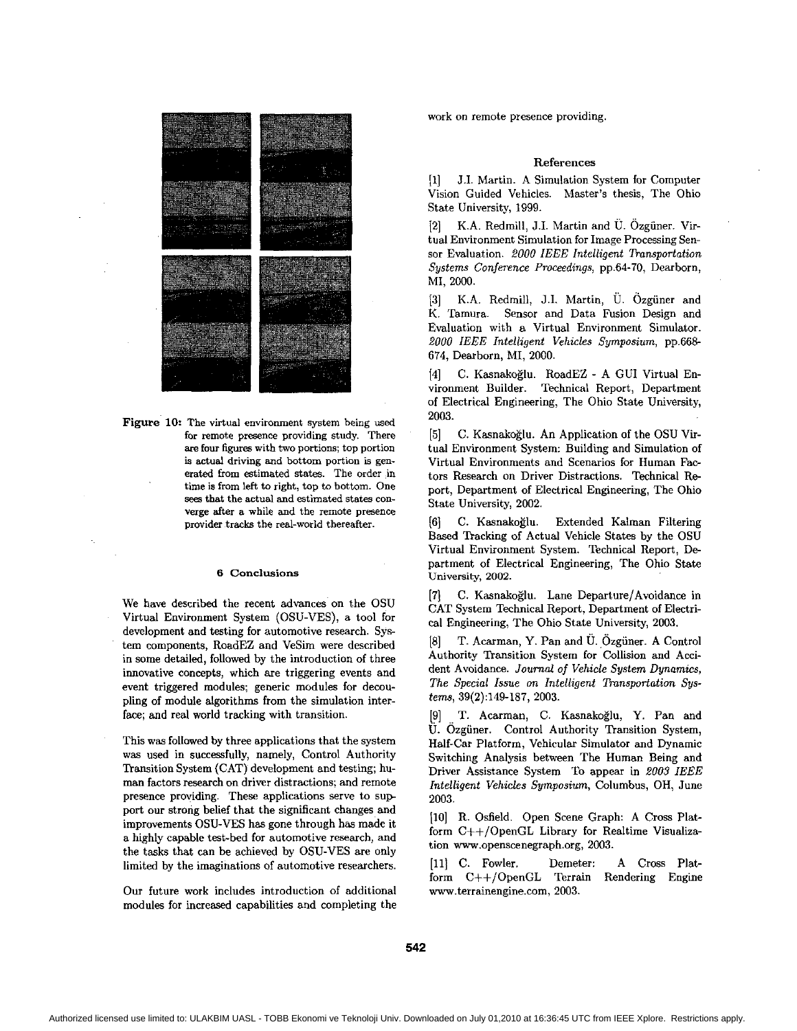Figure 10: The virtual environment system being used for remote presence providing study. There are four figures with two portions; top portion is actual driving and bottom portion is generated from estimated states. The order in time is from left to right, top to bottom. One sees that the actual and estimated states converge after a while and the remote presence provider tracks the real-world thereafter.

## 6 Conclusions

We have described the recent advances on the OSU Virtual Environment System (OSU-VES), a tool for development and testing for automotive research. System components, RoadEZ and VeSim were described in some detailed, followed by the introduction of three innovative concepts, which are triggering events and event triggered modules; generic modules for decoupling of module algorithms from the simulation interface; and real world tracking with transition.

This was followed by three applications that the system was used in successfully, namely, Control Authority Transition System (CAT) development and testing; human factors research on driver distractions; and remote presence providing. These applications serve to support our strong belief that the significant changes and improvements OSU-VES has gone through has made it a highly capable test-bed for automotive research, and the tasks that can be achieved by OSU-VES are only limited by the imaginations of automotive researchers.

Our future work includes introduction of additional modules for increased capabilities and completing the work on remote presence providing.

## References

[1] J.I. Martin. A Simulation System for Computer Vision Guided Vehicles. Master's thesis, The Ohio State University, 1999.

[2] K.A. Redmill, J.I. Martin and Ü. Özgüner. Virtual Environment Simulation for Image Processing Sensor Evaluation. *2000 IEEE Intelligent Transportation Systems Conference Proceedings*, pp.64-70, Dearborn, MI, 2000.

[3] K.A. Redmill, J.I. Martin, Ü. Özgüner and K. Tamura. Sensor and Data Fusion Design and Evaluation with a Virtual Environment Simulator. *2000 IEEE Intelligent Vehicles Symposium*, pp.668-674, Dearborn, MI, 2000.

[4] C. Kasnakoğlu. RoadEZ - A GUI Virtual Environment Builder. Technical Report, Department of Electrical Engineering, The Ohio State University, 2003.

[5] C. Kasnakoğlu. An Application of the OSU Virtual Environment System: Building and Simulation of Virtual Environments and Scenarios for Human Factors Research on Driver Distractions. Technical Report, Department of Electrical Engineering, The Ohio State University, 2002.

[6] C. Kasnakoğlu. Extended Kalman Filtering Based Tracking of Actual Vehicle States by the OSU Virtual Environment System. Technical Report, Department of Electrical Engineering, The Ohio State University, 2002.

[7] C. Kasnakoğlu. Lane Departure/Avoidance in CAT System Technical Report, Department of Electrical Engineering, The Ohio State University, 2003.

[8] T. Acarman, Y. Pan and Ü. Özgüner. A Control Authority Transition System for Collision and Accident Avoidance. *Journal of Vehicle System Dynamics, The Special Issue on Intelligent Transportation Systems*, 39(2):149-187, 2003.

[9] T. Acarman, C. Kasnakoğlu, Y. Pan and Ü. Özgüner. Control Authority Transition System, Half-Car Platform, Vehicular Simulator and Dynamic Switching Analysis between The Human Being and Driver Assistance System To appear in *2003 IEEE Intelligent Vehicles Symposium*, Columbus, OH, June 2003.

[10] R. Osfield. Open Scene Graph: A Cross Platform C++/OpenGL Library for Realtime Visualization www.openscenegraph.org, 2003.

[11] C. Fowler. Demeter: A Cross Platform C++/OpenGL Terrain Rendering Engine www.terrainengine.com, 2003.